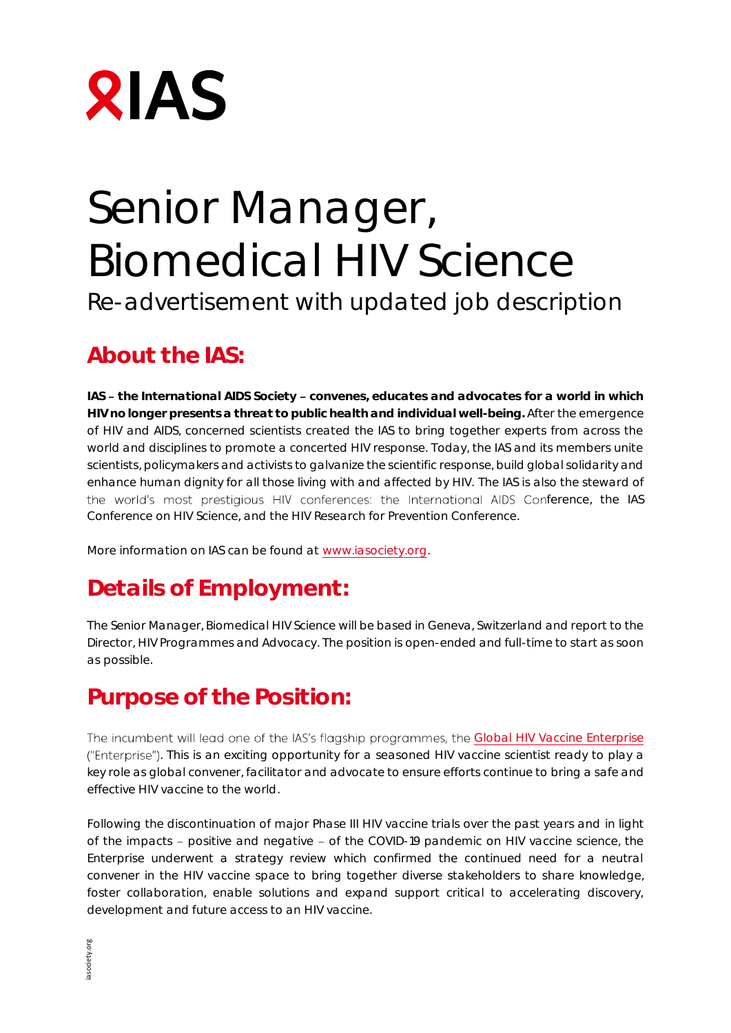# IAS

# Senior Manager, Biomedical HIV Science

Re-advertisement with updated job description

## About the IAS:

**IAS – the International AIDS Society – convenes, educates and advocates for a world in which HIV no longer presents a threat to public health and individual well-being.** After the emergence of HIV and AIDS, concerned scientists created the IAS to bring together experts from across the world and disciplines to promote a concerted HIV response. Today, the IAS and its members unite scientists, policymakers and activists to galvanize the scientific response, build global solidarity and enhance human dignity for all those living with and affected by HIV. The IAS is also the steward of the world's most prestigious HIV conferences: the International AIDS Conference, the IAS Conference on HIV Science, and the HIV Research for Prevention Conference.

More information on IAS can be found at [www.iasociety.org](http://www.iasociety.org).

## Details of Employment:

The Senior Manager, Biomedical HIV Science will be based in Geneva, Switzerland and report to the Director, HIV Programmes and Advocacy. The position is open-ended and full-time to start as soon as possible.

## Purpose of the Position:

The incumbent will lead one of the IAS's flagship programmes, the [Global HIV Vaccine Enterprise](#) ("Enterprise"). This is an exciting opportunity for a seasoned HIV vaccine scientist ready to play a key role as global convener, facilitator and advocate to ensure efforts continue to bring a safe and effective HIV vaccine to the world.

Following the discontinuation of major Phase III HIV vaccine trials over the past years and in light of the impacts – positive and negative – of the COVID-19 pandemic on HIV vaccine science, the Enterprise underwent a strategy review which confirmed the continued need for a neutral convener in the HIV vaccine space to bring together diverse stakeholders to share knowledge, foster collaboration, enable solutions and expand support critical to accelerating discovery, development and future access to an HIV vaccine.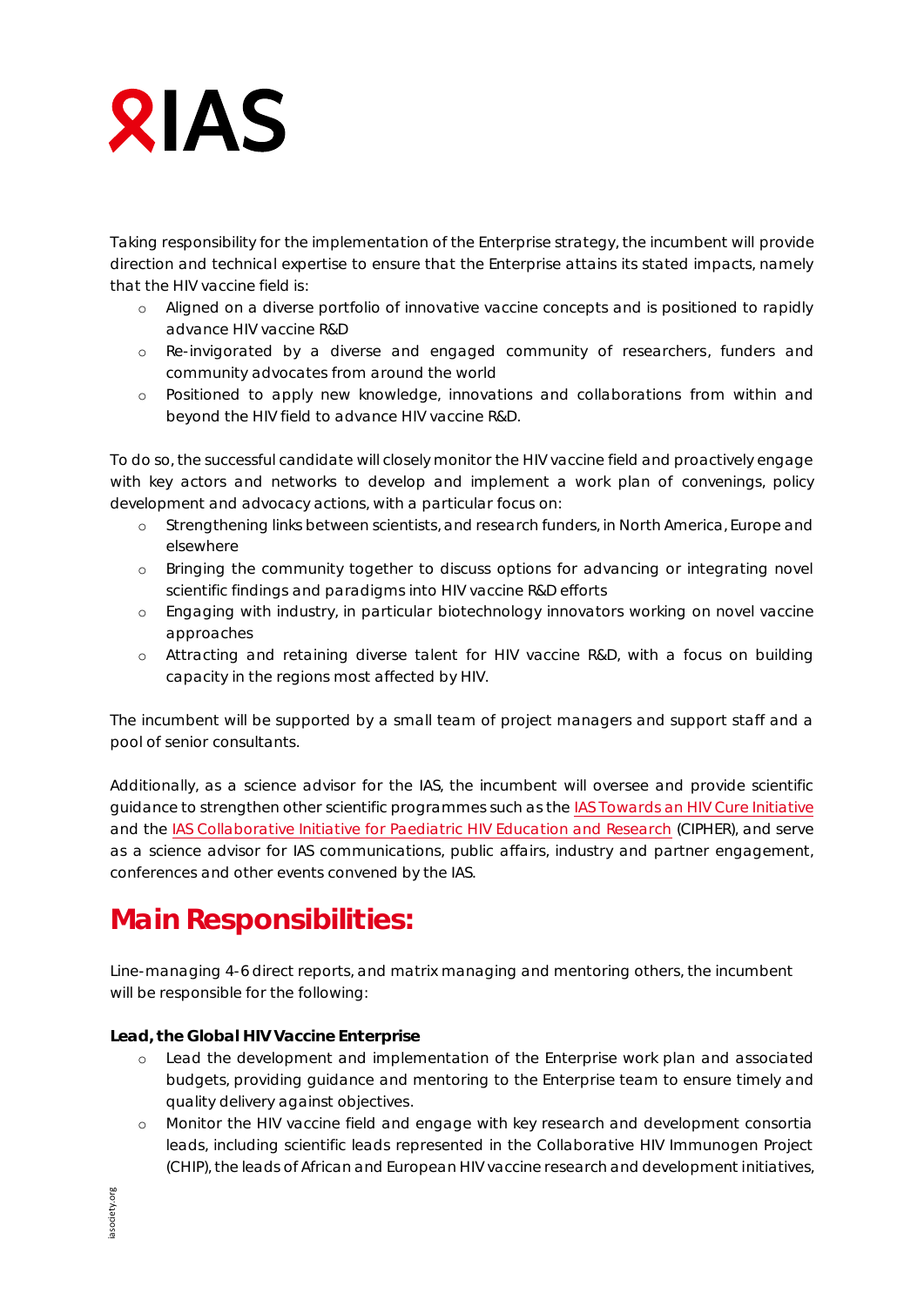Taking responsibility for the implementation of the Enterprise strategy, the incumbent will provide direction and technical expertise to ensure that the Enterprise attains its stated impacts, namely that the HIV vaccine field is:

- Aligned on a diverse portfolio of innovative vaccine concepts and is positioned to rapidly advance HIV vaccine R&D
- Re-invigorated by a diverse and engaged community of researchers, funders and community advocates from around the world
- Positioned to apply new knowledge, innovations and collaborations from within and beyond the HIV field to advance HIV vaccine R&D.

To do so, the successful candidate will closely monitor the HIV vaccine field and proactively engage with key actors and networks to develop and implement a work plan of convenings, policy development and advocacy actions, with a particular focus on:

- Strengthening links between scientists, and research funders, in North America, Europe and elsewhere
- Bringing the community together to discuss options for advancing or integrating novel scientific findings and paradigms into HIV vaccine R&D efforts
- Engaging with industry, in particular biotechnology innovators working on novel vaccine approaches
- Attracting and retaining diverse talent for HIV vaccine R&D, with a focus on building capacity in the regions most affected by HIV.

The incumbent will be supported by a small team of project managers and support staff and a pool of senior consultants.

Additionally, as a science advisor for the IAS, the incumbent will oversee and provide scientific guidance to strengthen other scientific programmes such as the IAS Towards an HIV Cure Initiative and the IAS Collaborative Initiative for Paediatric HIV Education and Research (CIPHER), and serve as a science advisor for IAS communications, public affairs, industry and partner engagement, conferences and other events convened by the IAS.

# Main Responsibilities:

Line-managing 4-6 direct reports, and matrix managing and mentoring others, the incumbent will be responsible for the following:

**Lead, the Global HIV Vaccine Enterprise**

- Lead the development and implementation of the Enterprise work plan and associated budgets, providing guidance and mentoring to the Enterprise team to ensure timely and quality delivery against objectives.
- Monitor the HIV vaccine field and engage with key research and development consortia leads, including scientific leads represented in the Collaborative HIV Immunogen Project (CHIP), the leads of African and European HIV vaccine research and development initiatives,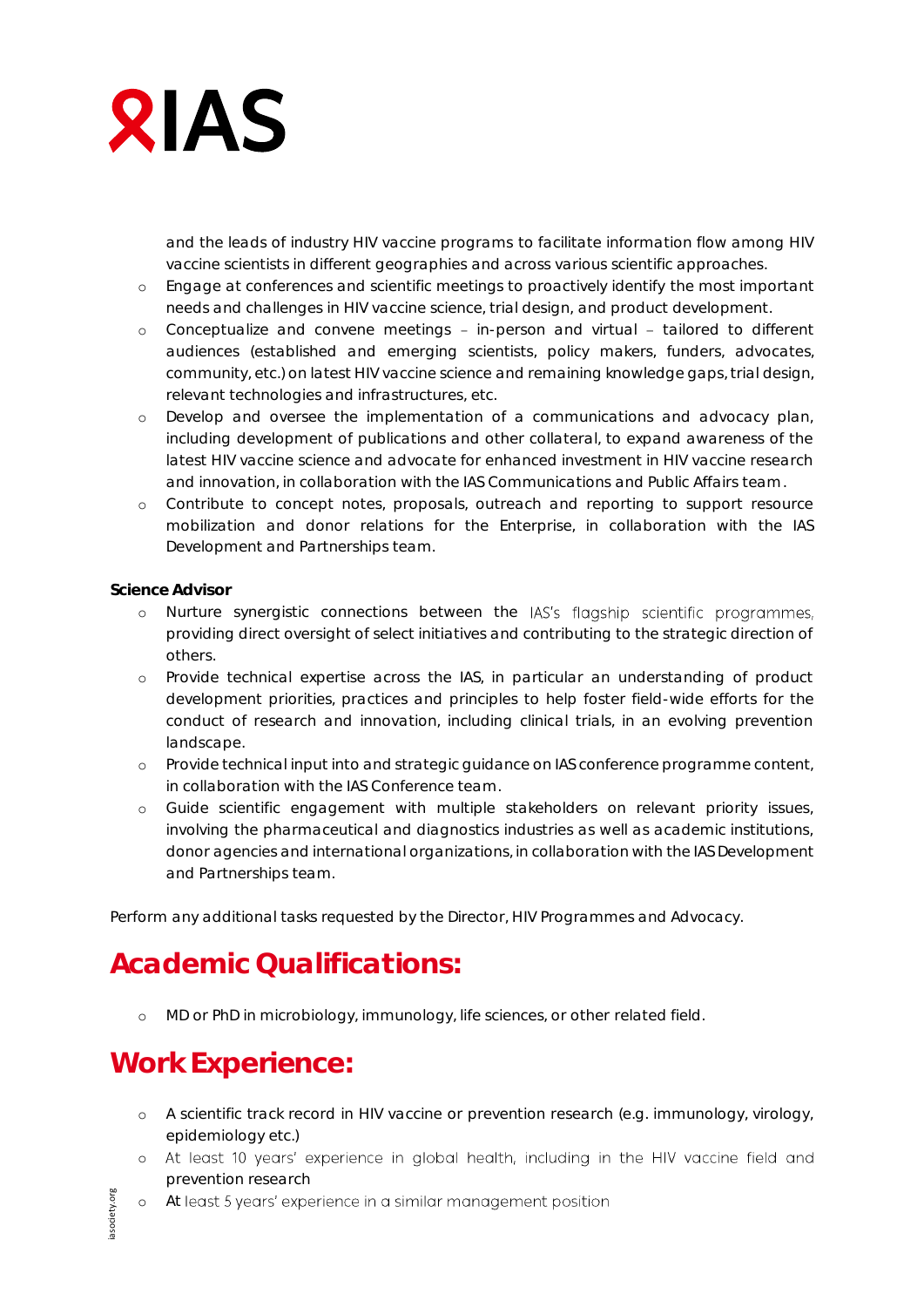and the leads of industry HIV vaccine programs to facilitate information flow among HIV vaccine scientists in different geographies and across various scientific approaches.

- Engage at conferences and scientific meetings to proactively identify the most important needs and challenges in HIV vaccine science, trial design, and product development.
- Conceptualize and convene meetings – in-person and virtual – tailored to different audiences (established and emerging scientists, policy makers, funders, advocates, community, etc.) on latest HIV vaccine science and remaining knowledge gaps, trial design, relevant technologies and infrastructures, etc.
- Develop and oversee the implementation of a communications and advocacy plan, including development of publications and other collateral, to expand awareness of the latest HIV vaccine science and advocate for enhanced investment in HIV vaccine research and innovation, in collaboration with the IAS Communications and Public Affairs team.
- Contribute to concept notes, proposals, outreach and reporting to support resource mobilization and donor relations for the Enterprise, in collaboration with the IAS Development and Partnerships team.

**Science Advisor**

- Nurture synergistic connections between the IAS's flagship scientific programmes, providing direct oversight of select initiatives and contributing to the strategic direction of others.
- Provide technical expertise across the IAS, in particular an understanding of product development priorities, practices and principles to help foster field-wide efforts for the conduct of research and innovation, including clinical trials, in an evolving prevention landscape.
- Provide technical input into and strategic guidance on IAS conference programme content, in collaboration with the IAS Conference team.
- Guide scientific engagement with multiple stakeholders on relevant priority issues, involving the pharmaceutical and diagnostics industries as well as academic institutions, donor agencies and international organizations, in collaboration with the IAS Development and Partnerships team.

Perform any additional tasks requested by the Director, HIV Programmes and Advocacy.

## Academic Qualifications:

- MD or PhD in microbiology, immunology, life sciences, or other related field.

## Work Experience:

- A scientific track record in HIV vaccine or prevention research (e.g. immunology, virology, epidemiology etc.)
- At least 10 years' experience in global health, including in the HIV vaccine field and prevention research
- At least 5 years' experience in a similar management position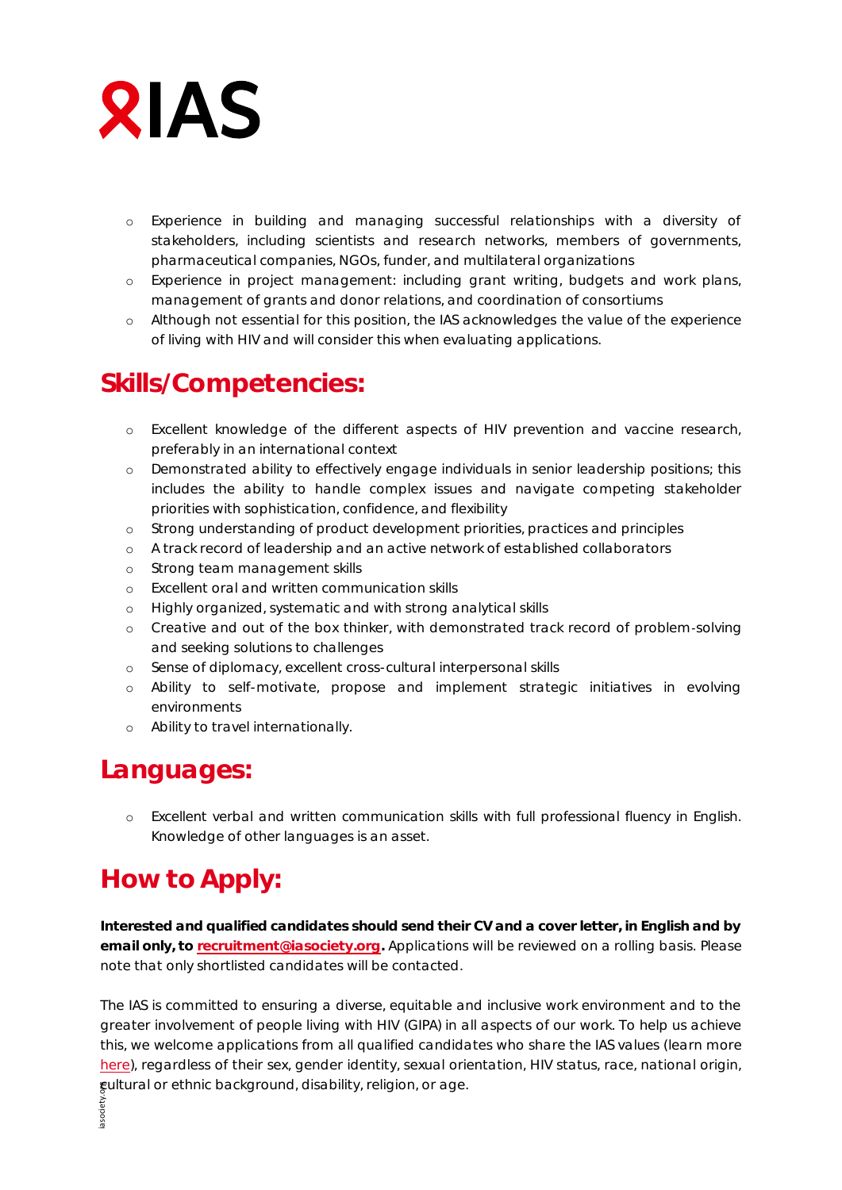- Experience in building and managing successful relationships with a diversity of stakeholders, including scientists and research networks, members of governments, pharmaceutical companies, NGOs, funder, and multilateral organizations
- Experience in project management: including grant writing, budgets and work plans, management of grants and donor relations, and coordination of consortiums
- Although not essential for this position, the IAS acknowledges the value of the experience of living with HIV and will consider this when evaluating applications.

## Skills/Competencies:

- Excellent knowledge of the different aspects of HIV prevention and vaccine research, preferably in an international context
- Demonstrated ability to effectively engage individuals in senior leadership positions; this includes the ability to handle complex issues and navigate competing stakeholder priorities with sophistication, confidence, and flexibility
- Strong understanding of product development priorities, practices and principles
- A track record of leadership and an active network of established collaborators
- Strong team management skills
- Excellent oral and written communication skills
- Highly organized, systematic and with strong analytical skills
- Creative and out of the box thinker, with demonstrated track record of problem-solving and seeking solutions to challenges
- Sense of diplomacy, excellent cross-cultural interpersonal skills
- Ability to self-motivate, propose and implement strategic initiatives in evolving environments
- Ability to travel internationally.

## Languages:

- Excellent verbal and written communication skills with full professional fluency in English. Knowledge of other languages is an asset.

## How to Apply:

**Interested and qualified candidates should send their CV and a cover letter, in English and by email only, to recruitment@iasociety.org.** Applications will be reviewed on a rolling basis. Please note that only shortlisted candidates will be contacted.

The IAS is committed to ensuring a diverse, equitable and inclusive work environment and to the greater involvement of people living with HIV (GIPA) in all aspects of our work. To help us achieve this, we welcome applications from all qualified candidates who share the IAS values (learn more here), regardless of their sex, gender identity, sexual orientation, HIV status, race, national origin, cultural or ethnic background, disability, religion, or age.